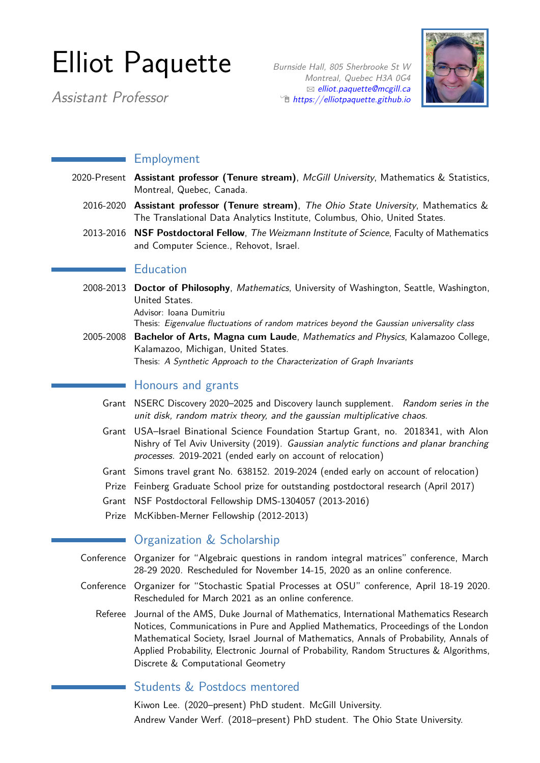# Elliot Paquette

*Assistant Professor*

Burnside Hall, 805 Sherbrooke St W
Montreal, Quebec H3A 0G4
✉ elliot.paquette@mcgill.ca
https://elliotpaquette.github.io

## Employment

2020-Present **Assistant professor (Tenure stream)**, *McGill University*, Mathematics & Statistics, Montreal, Quebec, Canada.

2016-2020 **Assistant professor (Tenure stream)**, *The Ohio State University*, Mathematics & The Translational Data Analytics Institute, Columbus, Ohio, United States.

2013-2016 **NSF Postdoctoral Fellow**, *The Weizmann Institute of Science*, Faculty of Mathematics and Computer Science., Rehovot, Israel.

## Education

2008-2013 **Doctor of Philosophy**, *Mathematics*, University of Washington, Seattle, Washington, United States.
Advisor: Ioana Dumitriu
Thesis: *Eigenvalue fluctuations of random matrices beyond the Gaussian universality class*

2005-2008 **Bachelor of Arts, Magna cum Laude**, *Mathematics and Physics*, Kalamazoo College, Kalamazoo, Michigan, United States.
Thesis: *A Synthetic Approach to the Characterization of Graph Invariants*

## Honours and grants

Grant NSERC Discovery 2020–2025 and Discovery launch supplement. *Random series in the unit disk, random matrix theory, and the gaussian multiplicative chaos.*

Grant USA–Israel Binational Science Foundation Startup Grant, no. 2018341, with Alon Nishry of Tel Aviv University (2019). *Gaussian analytic functions and planar branching processes.* 2019-2021 (ended early on account of relocation)

Grant Simons travel grant No. 638152. 2019-2024 (ended early on account of relocation)

Prize Feinberg Graduate School prize for outstanding postdoctoral research (April 2017)

Grant NSF Postdoctoral Fellowship DMS-1304057 (2013-2016)

Prize McKibben-Merner Fellowship (2012-2013)

## Organization & Scholarship

Conference Organizer for "Algebraic questions in random integral matrices" conference, March 28-29 2020. Rescheduled for November 14-15, 2020 as an online conference.

Conference Organizer for "Stochastic Spatial Processes at OSU" conference, April 18-19 2020. Rescheduled for March 2021 as an online conference.

Referee Journal of the AMS, Duke Journal of Mathematics, International Mathematics Research Notices, Communications in Pure and Applied Mathematics, Proceedings of the London Mathematical Society, Israel Journal of Mathematics, Annals of Probability, Annals of Applied Probability, Electronic Journal of Probability, Random Structures & Algorithms, Discrete & Computational Geometry

## Students & Postdocs mentored

Kiwon Lee. (2020–present) PhD student. McGill University.

Andrew Vander Werf. (2018–present) PhD student. The Ohio State University.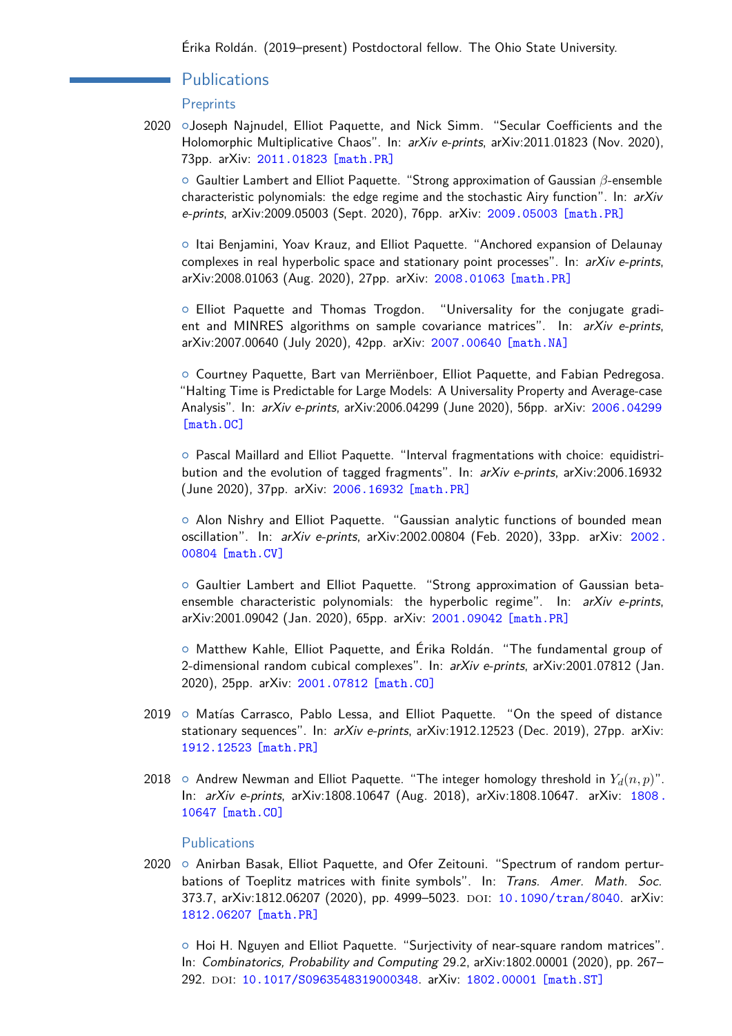Érika Roldán. (2019–present) Postdoctoral fellow. The Ohio State University.

## Publications

### Preprints

2020 ◦ Joseph Najnudel, Elliot Paquette, and Nick Simm. "Secular Coefficients and the Holomorphic Multiplicative Chaos". In: *arXiv e-prints*, arXiv:2011.01823 (Nov. 2020), 73pp. arXiv: 2011.01823 [math.PR]

◦ Gaultier Lambert and Elliot Paquette. "Strong approximation of Gaussian $\beta$-ensemble characteristic polynomials: the edge regime and the stochastic Airy function". In: *arXiv e-prints*, arXiv:2009.05003 (Sept. 2020), 76pp. arXiv: 2009.05003 [math.PR]

◦ Itai Benjamini, Yoav Krauz, and Elliot Paquette. "Anchored expansion of Delaunay complexes in real hyperbolic space and stationary point processes". In: *arXiv e-prints*, arXiv:2008.01063 (Aug. 2020), 27pp. arXiv: 2008.01063 [math.PR]

◦ Elliot Paquette and Thomas Trogdon. "Universality for the conjugate gradient and MINRES algorithms on sample covariance matrices". In: *arXiv e-prints*, arXiv:2007.00640 (July 2020), 42pp. arXiv: 2007.00640 [math.NA]

◦ Courtney Paquette, Bart van Merriënboer, Elliot Paquette, and Fabian Pedregosa. "Halting Time is Predictable for Large Models: A Universality Property and Average-case Analysis". In: *arXiv e-prints*, arXiv:2006.04299 (June 2020), 56pp. arXiv: 2006.04299 [math.OC]

◦ Pascal Maillard and Elliot Paquette. "Interval fragmentations with choice: equidistribution and the evolution of tagged fragments". In: *arXiv e-prints*, arXiv:2006.16932 (June 2020), 37pp. arXiv: 2006.16932 [math.PR]

◦ Alon Nishry and Elliot Paquette. "Gaussian analytic functions of bounded mean oscillation". In: *arXiv e-prints*, arXiv:2002.00804 (Feb. 2020), 33pp. arXiv: 2002.00804 [math.CV]

◦ Gaultier Lambert and Elliot Paquette. "Strong approximation of Gaussian beta-ensemble characteristic polynomials: the hyperbolic regime". In: *arXiv e-prints*, arXiv:2001.09042 (Jan. 2020), 65pp. arXiv: 2001.09042 [math.PR]

◦ Matthew Kahle, Elliot Paquette, and Érika Roldán. "The fundamental group of 2-dimensional random cubical complexes". In: *arXiv e-prints*, arXiv:2001.07812 (Jan. 2020), 25pp. arXiv: 2001.07812 [math.CO]

2019 ◦ Matías Carrasco, Pablo Lessa, and Elliot Paquette. "On the speed of distance stationary sequences". In: *arXiv e-prints*, arXiv:1912.12523 (Dec. 2019), 27pp. arXiv: 1912.12523 [math.PR]

2018 ◦ Andrew Newman and Elliot Paquette. "The integer homology threshold in $Y_d(n,p)$". In: *arXiv e-prints*, arXiv:1808.10647 (Aug. 2018), arXiv:1808.10647. arXiv: 1808.10647 [math.CO]

### Publications

2020 ◦ Anirban Basak, Elliot Paquette, and Ofer Zeitouni. "Spectrum of random perturbations of Toeplitz matrices with finite symbols". In: *Trans. Amer. Math. Soc.* 373.7, arXiv:1812.06207 (2020), pp. 4999–5023. DOI: 10.1090/tran/8040. arXiv: 1812.06207 [math.PR]

◦ Hoi H. Nguyen and Elliot Paquette. "Surjectivity of near-square random matrices". In: *Combinatorics, Probability and Computing* 29.2, arXiv:1802.00001 (2020), pp. 267–292. DOI: 10.1017/S0963548319000348. arXiv: 1802.00001 [math.ST]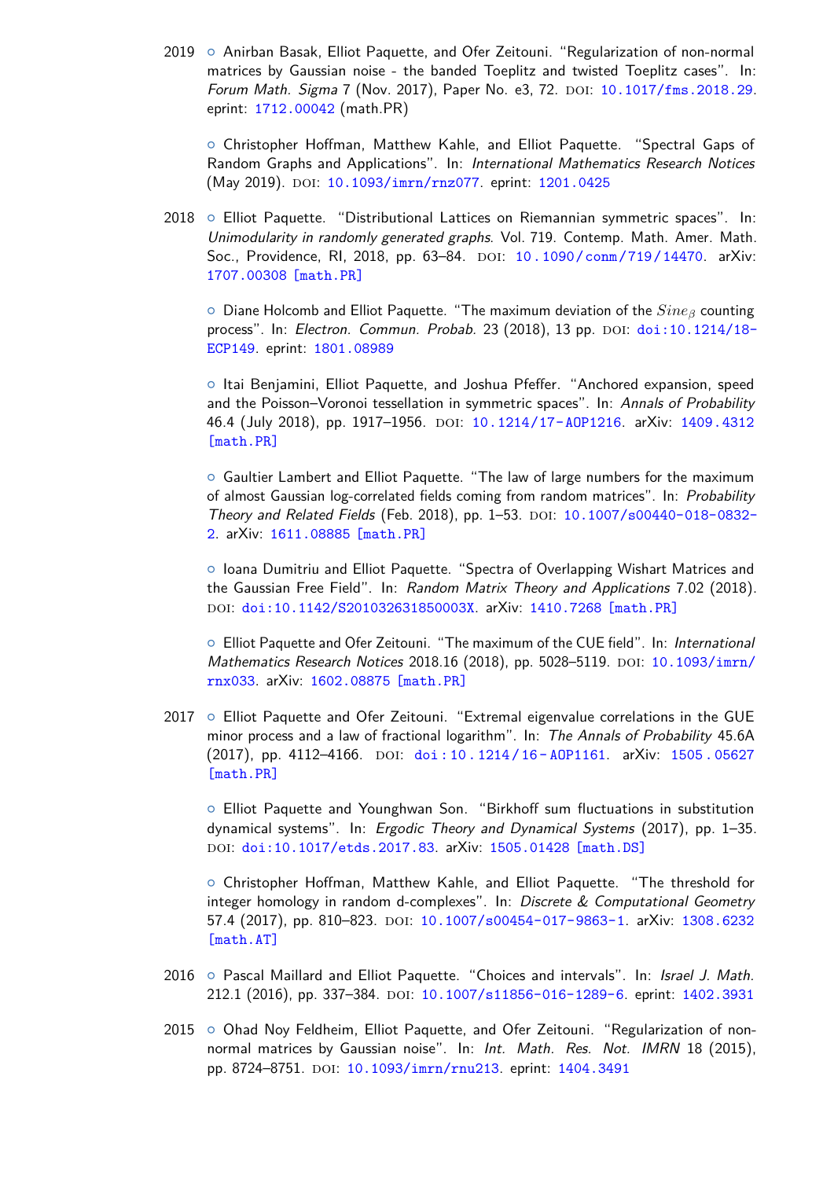2019 ◦ Anirban Basak, Elliot Paquette, and Ofer Zeitouni. "Regularization of non-normal matrices by Gaussian noise - the banded Toeplitz and twisted Toeplitz cases". In: *Forum Math. Sigma* 7 (Nov. 2017), Paper No. e3, 72. DOI: 10.1017/fms.2018.29. eprint: 1712.00042 (math.PR)

◦ Christopher Hoffman, Matthew Kahle, and Elliot Paquette. "Spectral Gaps of Random Graphs and Applications". In: *International Mathematics Research Notices* (May 2019). DOI: 10.1093/imrn/rnz077. eprint: 1201.0425

2018 ◦ Elliot Paquette. "Distributional Lattices on Riemannian symmetric spaces". In: *Unimodularity in randomly generated graphs*. Vol. 719. Contemp. Math. Amer. Math. Soc., Providence, RI, 2018, pp. 63–84. DOI: 10.1090/conm/719/14470. arXiv: 1707.00308 [math.PR]

◦ Diane Holcomb and Elliot Paquette. "The maximum deviation of the $Sine_\beta$ counting process". In: *Electron. Commun. Probab.* 23 (2018), 13 pp. DOI: doi:10.1214/18-ECP149. eprint: 1801.08989

◦ Itai Benjamini, Elliot Paquette, and Joshua Pfeffer. "Anchored expansion, speed and the Poisson–Voronoi tessellation in symmetric spaces". In: *Annals of Probability* 46.4 (July 2018), pp. 1917–1956. DOI: 10.1214/17-AOP1216. arXiv: 1409.4312 [math.PR]

◦ Gaultier Lambert and Elliot Paquette. "The law of large numbers for the maximum of almost Gaussian log-correlated fields coming from random matrices". In: *Probability Theory and Related Fields* (Feb. 2018), pp. 1–53. DOI: 10.1007/s00440-018-0832-2. arXiv: 1611.08885 [math.PR]

◦ Ioana Dumitriu and Elliot Paquette. "Spectra of Overlapping Wishart Matrices and the Gaussian Free Field". In: *Random Matrix Theory and Applications* 7.02 (2018). DOI: doi:10.1142/S201032631850003X. arXiv: 1410.7268 [math.PR]

◦ Elliot Paquette and Ofer Zeitouni. "The maximum of the CUE field". In: *International Mathematics Research Notices* 2018.16 (2018), pp. 5028–5119. DOI: 10.1093/imrn/rnx033. arXiv: 1602.08875 [math.PR]

2017 ◦ Elliot Paquette and Ofer Zeitouni. "Extremal eigenvalue correlations in the GUE minor process and a law of fractional logarithm". In: *The Annals of Probability* 45.6A (2017), pp. 4112–4166. DOI: doi:10.1214/16-AOP1161. arXiv: 1505.05627 [math.PR]

◦ Elliot Paquette and Younghwan Son. "Birkhoff sum fluctuations in substitution dynamical systems". In: *Ergodic Theory and Dynamical Systems* (2017), pp. 1–35. DOI: doi:10.1017/etds.2017.83. arXiv: 1505.01428 [math.DS]

◦ Christopher Hoffman, Matthew Kahle, and Elliot Paquette. "The threshold for integer homology in random d-complexes". In: *Discrete & Computational Geometry* 57.4 (2017), pp. 810–823. DOI: 10.1007/s00454-017-9863-1. arXiv: 1308.6232 [math.AT]

2016 ◦ Pascal Maillard and Elliot Paquette. "Choices and intervals". In: *Israel J. Math.* 212.1 (2016), pp. 337–384. DOI: 10.1007/s11856-016-1289-6. eprint: 1402.3931

2015 ◦ Ohad Noy Feldheim, Elliot Paquette, and Ofer Zeitouni. "Regularization of non-normal matrices by Gaussian noise". In: *Int. Math. Res. Not. IMRN* 18 (2015), pp. 8724–8751. DOI: 10.1093/imrn/rnu213. eprint: 1404.3491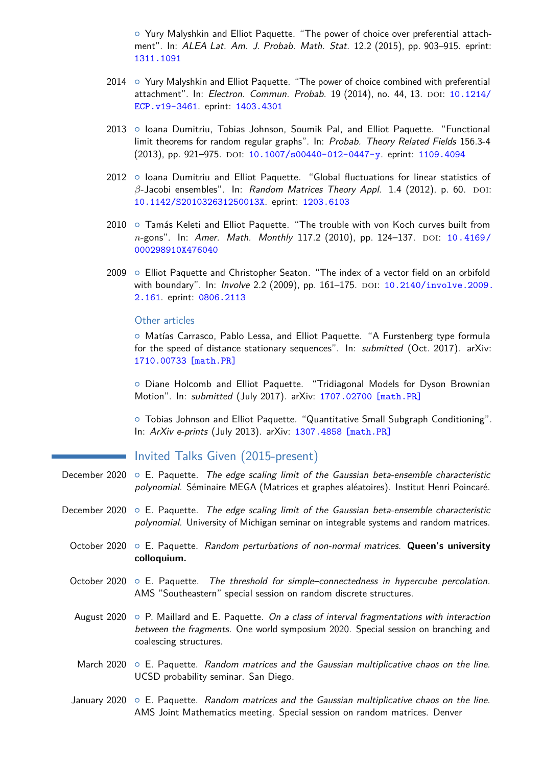- Yury Malyshkin and Elliot Paquette. "The power of choice over preferential attachment". In: *ALEA Lat. Am. J. Probab. Math. Stat.* 12.2 (2015), pp. 903–915. eprint: 1311.1091

2014
- Yury Malyshkin and Elliot Paquette. "The power of choice combined with preferential attachment". In: *Electron. Commun. Probab.* 19 (2014), no. 44, 13. DOI: 10.1214/ECP.v19-3461. eprint: 1403.4301

2013
- Ioana Dumitriu, Tobias Johnson, Soumik Pal, and Elliot Paquette. "Functional limit theorems for random regular graphs". In: *Probab. Theory Related Fields* 156.3-4 (2013), pp. 921–975. DOI: 10.1007/s00440-012-0447-y. eprint: 1109.4094

2012
- Ioana Dumitriu and Elliot Paquette. "Global fluctuations for linear statistics of $\beta$-Jacobi ensembles". In: *Random Matrices Theory Appl.* 1.4 (2012), p. 60. DOI: 10.1142/S201032631250013X. eprint: 1203.6103

2010
- Tamás Keleti and Elliot Paquette. "The trouble with von Koch curves built from $n$-gons". In: *Amer. Math. Monthly* 117.2 (2010), pp. 124–137. DOI: 10.4169/000298910X476040

2009
- Elliot Paquette and Christopher Seaton. "The index of a vector field on an orbifold with boundary". In: *Involve* 2.2 (2009), pp. 161–175. DOI: 10.2140/involve.2009.2.161. eprint: 0806.2113

### Other articles

- Matías Carrasco, Pablo Lessa, and Elliot Paquette. "A Furstenberg type formula for the speed of distance stationary sequences". In: *submitted* (Oct. 2017). arXiv: 1710.00733 [math.PR]
- Diane Holcomb and Elliot Paquette. "Tridiagonal Models for Dyson Brownian Motion". In: *submitted* (July 2017). arXiv: 1707.02700 [math.PR]
- Tobias Johnson and Elliot Paquette. "Quantitative Small Subgraph Conditioning". In: *ArXiv e-prints* (July 2013). arXiv: 1307.4858 [math.PR]

## Invited Talks Given (2015-present)

December 2020
- E. Paquette. *The edge scaling limit of the Gaussian beta-ensemble characteristic polynomial.* Séminaire MEGA (Matrices et graphes aléatoires). Institut Henri Poincaré.

December 2020
- E. Paquette. *The edge scaling limit of the Gaussian beta-ensemble characteristic polynomial.* University of Michigan seminar on integrable systems and random matrices.

October 2020
- E. Paquette. *Random perturbations of non-normal matrices.* **Queen's university colloquium.**

October 2020
- E. Paquette. *The threshold for simple–connectedness in hypercube percolation.* AMS "Southeastern" special session on random discrete structures.

August 2020
- P. Maillard and E. Paquette. *On a class of interval fragmentations with interaction between the fragments.* One world symposium 2020. Special session on branching and coalescing structures.

March 2020
- E. Paquette. *Random matrices and the Gaussian multiplicative chaos on the line.* UCSD probability seminar. San Diego.

January 2020
- E. Paquette. *Random matrices and the Gaussian multiplicative chaos on the line.* AMS Joint Mathematics meeting. Special session on random matrices. Denver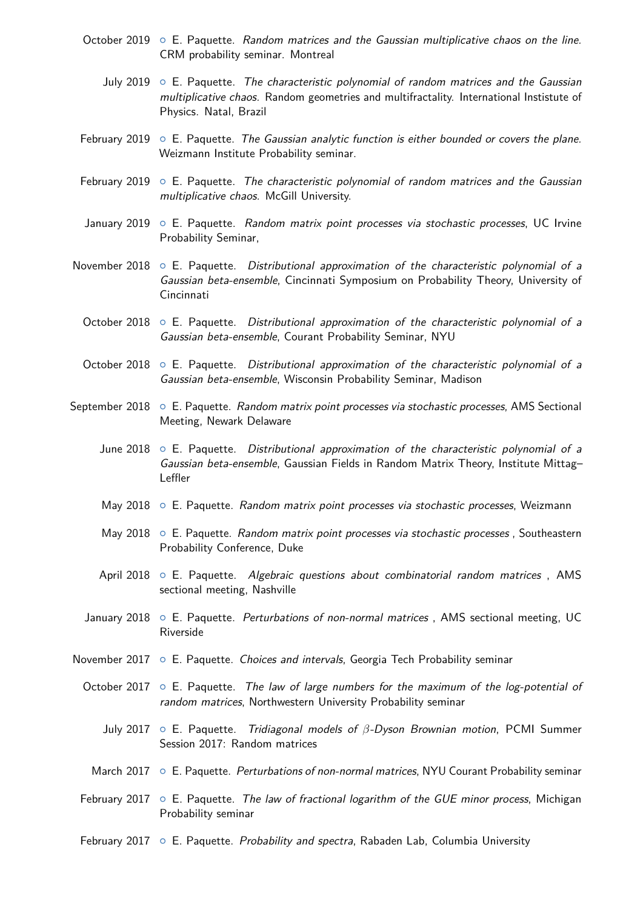- October 2019 ◦ E. Paquette. *Random matrices and the Gaussian multiplicative chaos on the line.* CRM probability seminar. Montreal
- July 2019 ◦ E. Paquette. *The characteristic polynomial of random matrices and the Gaussian multiplicative chaos.* Random geometries and multifractality. International Institste of Physics. Natal, Brazil
- February 2019 ◦ E. Paquette. *The Gaussian analytic function is either bounded or covers the plane.* Weizmann Institute Probability seminar.
- February 2019 ◦ E. Paquette. *The characteristic polynomial of random matrices and the Gaussian multiplicative chaos.* McGill University.
- January 2019 ◦ E. Paquette. *Random matrix point processes via stochastic processes*, UC Irvine Probability Seminar,
- November 2018 ◦ E. Paquette. *Distributional approximation of the characteristic polynomial of a Gaussian beta-ensemble*, Cincinnati Symposium on Probability Theory, University of Cincinnati
- October 2018 ◦ E. Paquette. *Distributional approximation of the characteristic polynomial of a Gaussian beta-ensemble*, Courant Probability Seminar, NYU
- October 2018 ◦ E. Paquette. *Distributional approximation of the characteristic polynomial of a Gaussian beta-ensemble*, Wisconsin Probability Seminar, Madison
- September 2018 ◦ E. Paquette. *Random matrix point processes via stochastic processes*, AMS Sectional Meeting, Newark Delaware
- June 2018 ◦ E. Paquette. *Distributional approximation of the characteristic polynomial of a Gaussian beta-ensemble*, Gaussian Fields in Random Matrix Theory, Institute Mittag–Leffler
- May 2018 ◦ E. Paquette. *Random matrix point processes via stochastic processes*, Weizmann
- May 2018 ◦ E. Paquette. *Random matrix point processes via stochastic processes* , Southeastern Probability Conference, Duke
- April 2018 ◦ E. Paquette. *Algebraic questions about combinatorial random matrices* , AMS sectional meeting, Nashville
- January 2018 ◦ E. Paquette. *Perturbations of non-normal matrices* , AMS sectional meeting, UC Riverside
- November 2017 ◦ E. Paquette. *Choices and intervals*, Georgia Tech Probability seminar
- October 2017 ◦ E. Paquette. *The law of large numbers for the maximum of the log-potential of random matrices*, Northwestern University Probability seminar
- July 2017 ◦ E. Paquette. *Tridiagonal models of $\beta$-Dyson Brownian motion*, PCMI Summer Session 2017: Random matrices
- March 2017 ◦ E. Paquette. *Perturbations of non-normal matrices*, NYU Courant Probability seminar
- February 2017 ◦ E. Paquette. *The law of fractional logarithm of the GUE minor process*, Michigan Probability seminar
- February 2017 ◦ E. Paquette. *Probability and spectra*, Rabaden Lab, Columbia University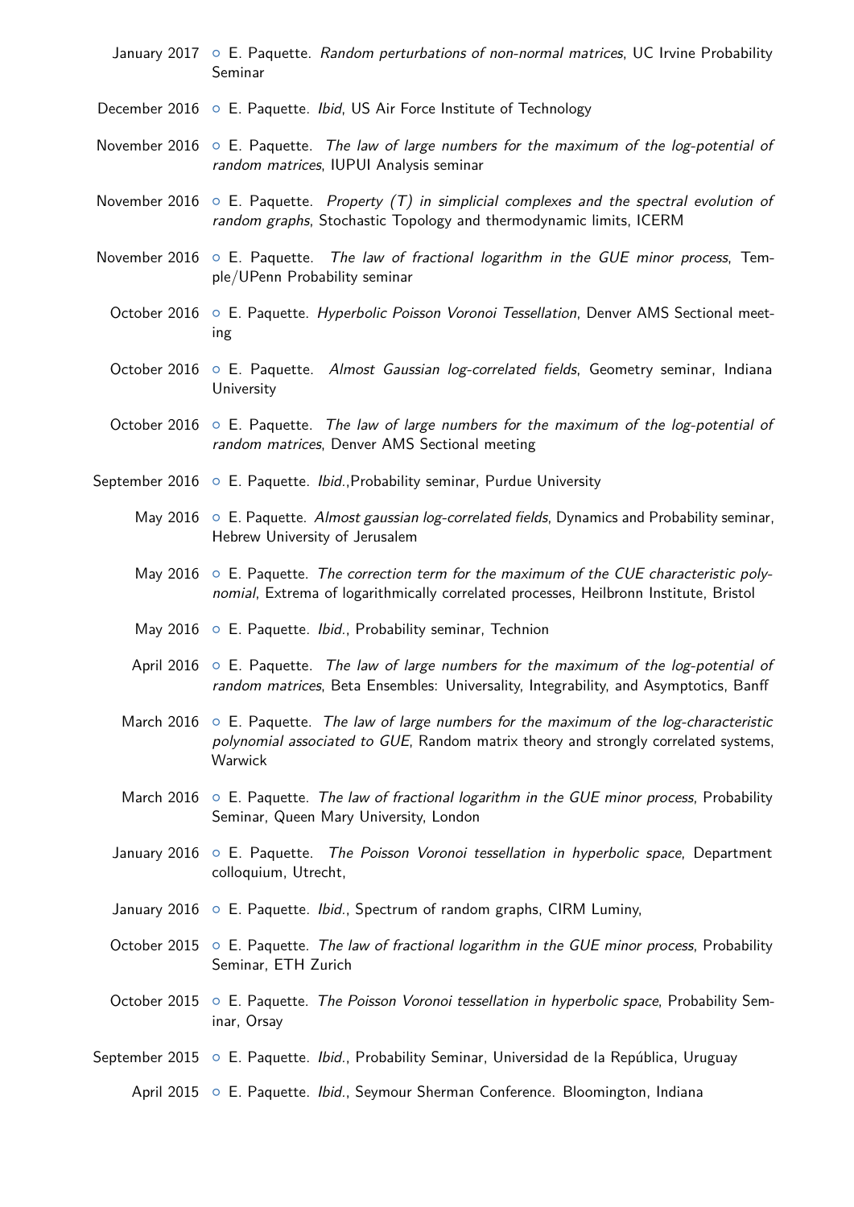- January 2017 ◦ E. Paquette. *Random perturbations of non-normal matrices*, UC Irvine Probability Seminar
- December 2016 ◦ E. Paquette. *Ibid*, US Air Force Institute of Technology
- November 2016 ◦ E. Paquette. *The law of large numbers for the maximum of the log-potential of random matrices*, IUPUI Analysis seminar
- November 2016 ◦ E. Paquette. *Property (T) in simplicial complexes and the spectral evolution of random graphs*, Stochastic Topology and thermodynamic limits, ICERM
- November 2016 ◦ E. Paquette. *The law of fractional logarithm in the GUE minor process*, Temple/UPenn Probability seminar
- October 2016 ◦ E. Paquette. *Hyperbolic Poisson Voronoi Tessellation*, Denver AMS Sectional meeting
- October 2016 ◦ E. Paquette. *Almost Gaussian log-correlated fields*, Geometry seminar, Indiana University
- October 2016 ◦ E. Paquette. *The law of large numbers for the maximum of the log-potential of random matrices*, Denver AMS Sectional meeting
- September 2016 ◦ E. Paquette. *Ibid.*,Probability seminar, Purdue University
- May 2016 ◦ E. Paquette. *Almost gaussian log-correlated fields*, Dynamics and Probability seminar, Hebrew University of Jerusalem
- May 2016 ◦ E. Paquette. *The correction term for the maximum of the CUE characteristic polynomial*, Extrema of logarithmically correlated processes, Heilbronn Institute, Bristol
- May 2016 ◦ E. Paquette. *Ibid.*, Probability seminar, Technion
- April 2016 ◦ E. Paquette. *The law of large numbers for the maximum of the log-potential of random matrices*, Beta Ensembles: Universality, Integrability, and Asymptotics, Banff
- March 2016 ◦ E. Paquette. *The law of large numbers for the maximum of the log-characteristic polynomial associated to GUE*, Random matrix theory and strongly correlated systems, Warwick
- March 2016 ◦ E. Paquette. *The law of fractional logarithm in the GUE minor process*, Probability Seminar, Queen Mary University, London
- January 2016 ◦ E. Paquette. *The Poisson Voronoi tessellation in hyperbolic space*, Department colloquium, Utrecht,
- January 2016 ◦ E. Paquette. *Ibid.*, Spectrum of random graphs, CIRM Luminy,
- October 2015 ◦ E. Paquette. *The law of fractional logarithm in the GUE minor process*, Probability Seminar, ETH Zurich
- October 2015 ◦ E. Paquette. *The Poisson Voronoi tessellation in hyperbolic space*, Probability Seminar, Orsay
- September 2015 ◦ E. Paquette. *Ibid.*, Probability Seminar, Universidad de la República, Uruguay
- April 2015 ◦ E. Paquette. *Ibid.*, Seymour Sherman Conference. Bloomington, Indiana